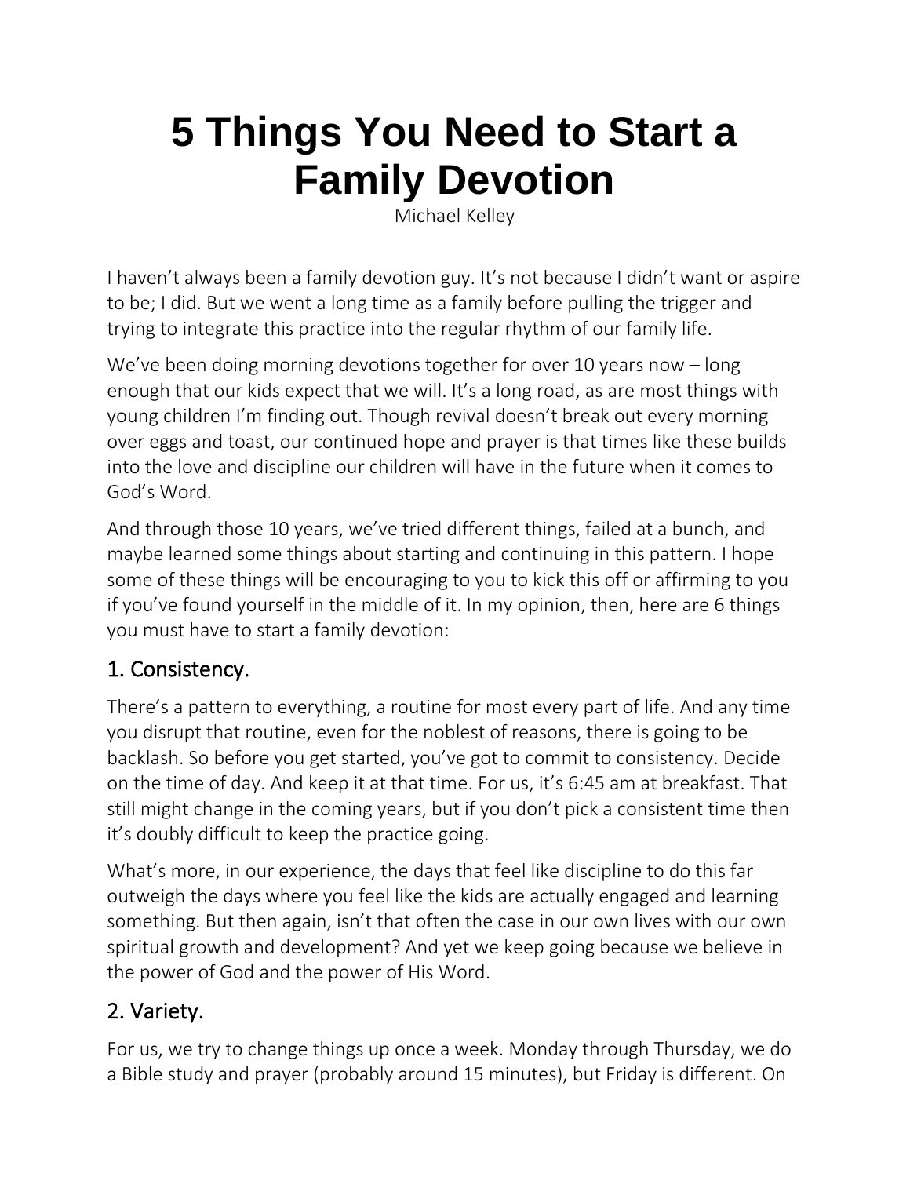# 5 Things You Need to Start a Family Devotion

Michael Kelley

I haven't always been a family devotion guy. It's not because I didn't want or aspire to be; I did. But we went a long time as a family before pulling the trigger and trying to integrate this practice into the regular rhythm of our family life.

We've been doing morning devotions together for over 10 years now – long enough that our kids expect that we will. It's a long road, as are most things with young children I'm finding out. Though revival doesn't break out every morning over eggs and toast, our continued hope and prayer is that times like these builds into the love and discipline our children will have in the future when it comes to God's Word.

And through those 10 years, we've tried different things, failed at a bunch, and maybe learned some things about starting and continuing in this pattern. I hope some of these things will be encouraging to you to kick this off or affirming to you if you've found yourself in the middle of it. In my opinion, then, here are 6 things you must have to start a family devotion:

## 1. Consistency.

There's a pattern to everything, a routine for most every part of life. And any time you disrupt that routine, even for the noblest of reasons, there is going to be backlash. So before you get started, you've got to commit to consistency. Decide on the time of day. And keep it at that time. For us, it's 6:45 am at breakfast. That still might change in the coming years, but if you don't pick a consistent time then it's doubly difficult to keep the practice going.

What's more, in our experience, the days that feel like discipline to do this far outweigh the days where you feel like the kids are actually engaged and learning something. But then again, isn't that often the case in our own lives with our own spiritual growth and development? And yet we keep going because we believe in the power of God and the power of His Word.

## 2. Variety.

For us, we try to change things up once a week. Monday through Thursday, we do a Bible study and prayer (probably around 15 minutes), but Friday is different. On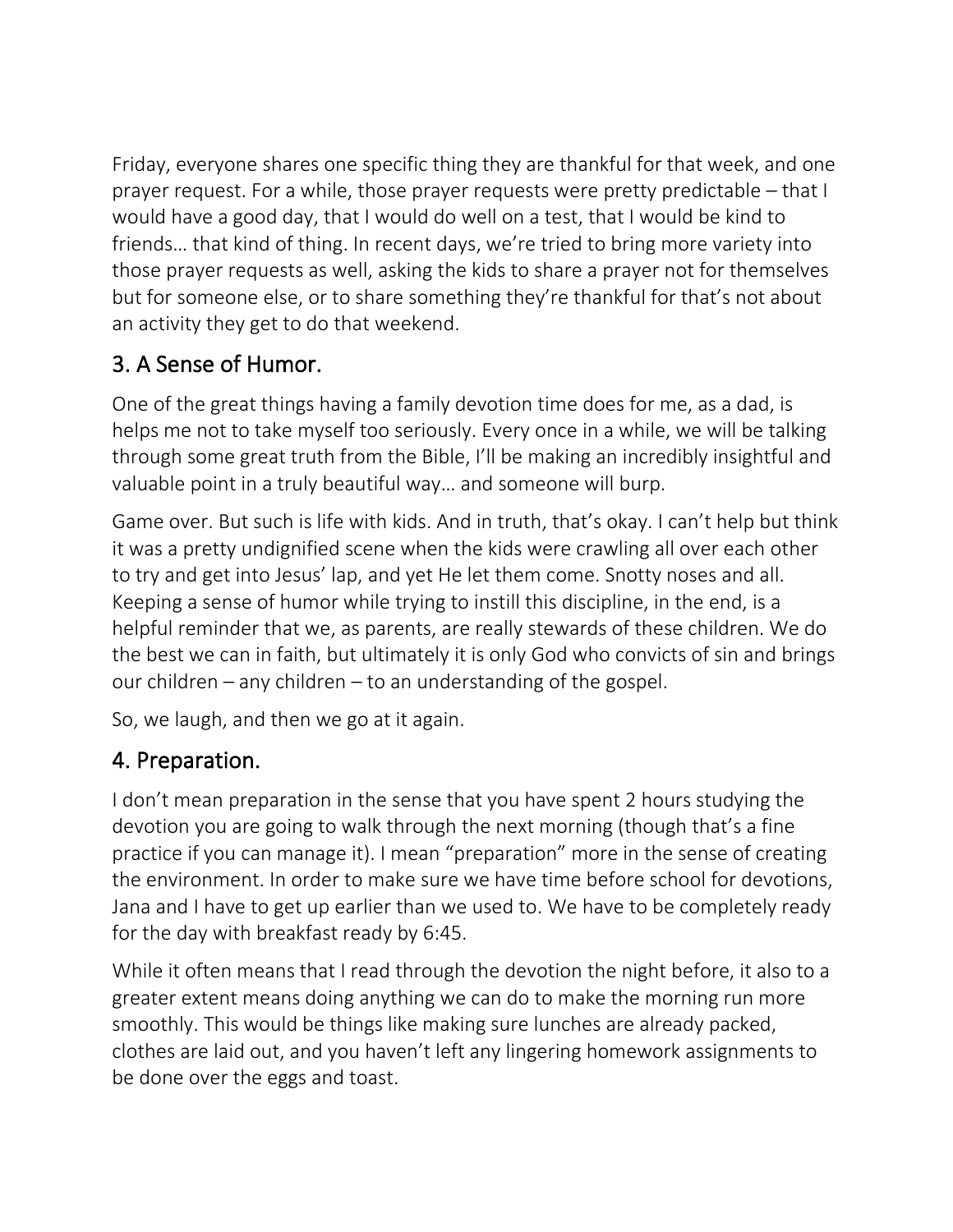Friday, everyone shares one specific thing they are thankful for that week, and one prayer request. For a while, those prayer requests were pretty predictable – that I would have a good day, that I would do well on a test, that I would be kind to friends… that kind of thing. In recent days, we're tried to bring more variety into those prayer requests as well, asking the kids to share a prayer not for themselves but for someone else, or to share something they're thankful for that's not about an activity they get to do that weekend.

## 3. A Sense of Humor.

One of the great things having a family devotion time does for me, as a dad, is helps me not to take myself too seriously. Every once in a while, we will be talking through some great truth from the Bible, I'll be making an incredibly insightful and valuable point in a truly beautiful way… and someone will burp.

Game over. But such is life with kids. And in truth, that's okay. I can't help but think it was a pretty undignified scene when the kids were crawling all over each other to try and get into Jesus' lap, and yet He let them come. Snotty noses and all. Keeping a sense of humor while trying to instill this discipline, in the end, is a helpful reminder that we, as parents, are really stewards of these children. We do the best we can in faith, but ultimately it is only God who convicts of sin and brings our children – any children – to an understanding of the gospel.

So, we laugh, and then we go at it again.

## 4. Preparation.

I don't mean preparation in the sense that you have spent 2 hours studying the devotion you are going to walk through the next morning (though that's a fine practice if you can manage it). I mean "preparation" more in the sense of creating the environment. In order to make sure we have time before school for devotions, Jana and I have to get up earlier than we used to. We have to be completely ready for the day with breakfast ready by 6:45.

While it often means that I read through the devotion the night before, it also to a greater extent means doing anything we can do to make the morning run more smoothly. This would be things like making sure lunches are already packed, clothes are laid out, and you haven't left any lingering homework assignments to be done over the eggs and toast.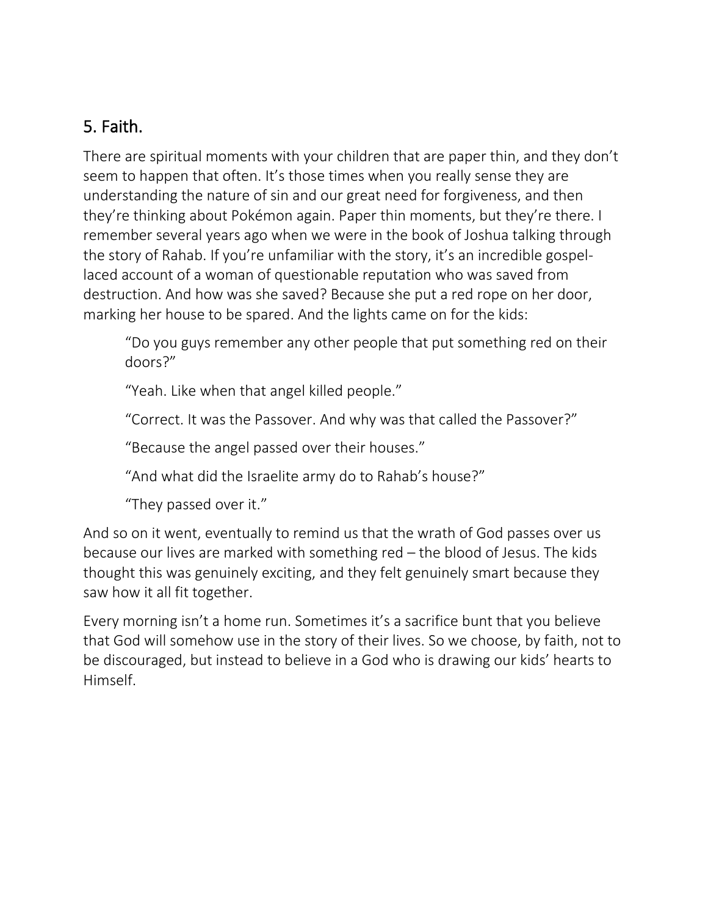## 5. Faith.

There are spiritual moments with your children that are paper thin, and they don't seem to happen that often. It's those times when you really sense they are understanding the nature of sin and our great need for forgiveness, and then they're thinking about Pokémon again. Paper thin moments, but they're there. I remember several years ago when we were in the book of Joshua talking through the story of Rahab. If you're unfamiliar with the story, it's an incredible gospel-laced account of a woman of questionable reputation who was saved from destruction. And how was she saved? Because she put a red rope on her door, marking her house to be spared. And the lights came on for the kids:

> "Do you guys remember any other people that put something red on their doors?"
>
> "Yeah. Like when that angel killed people."
>
> "Correct. It was the Passover. And why was that called the Passover?"
>
> "Because the angel passed over their houses."
>
> "And what did the Israelite army do to Rahab's house?"
>
> "They passed over it."

And so on it went, eventually to remind us that the wrath of God passes over us because our lives are marked with something red – the blood of Jesus. The kids thought this was genuinely exciting, and they felt genuinely smart because they saw how it all fit together.

Every morning isn't a home run. Sometimes it's a sacrifice bunt that you believe that God will somehow use in the story of their lives. So we choose, by faith, not to be discouraged, but instead to believe in a God who is drawing our kids' hearts to Himself.